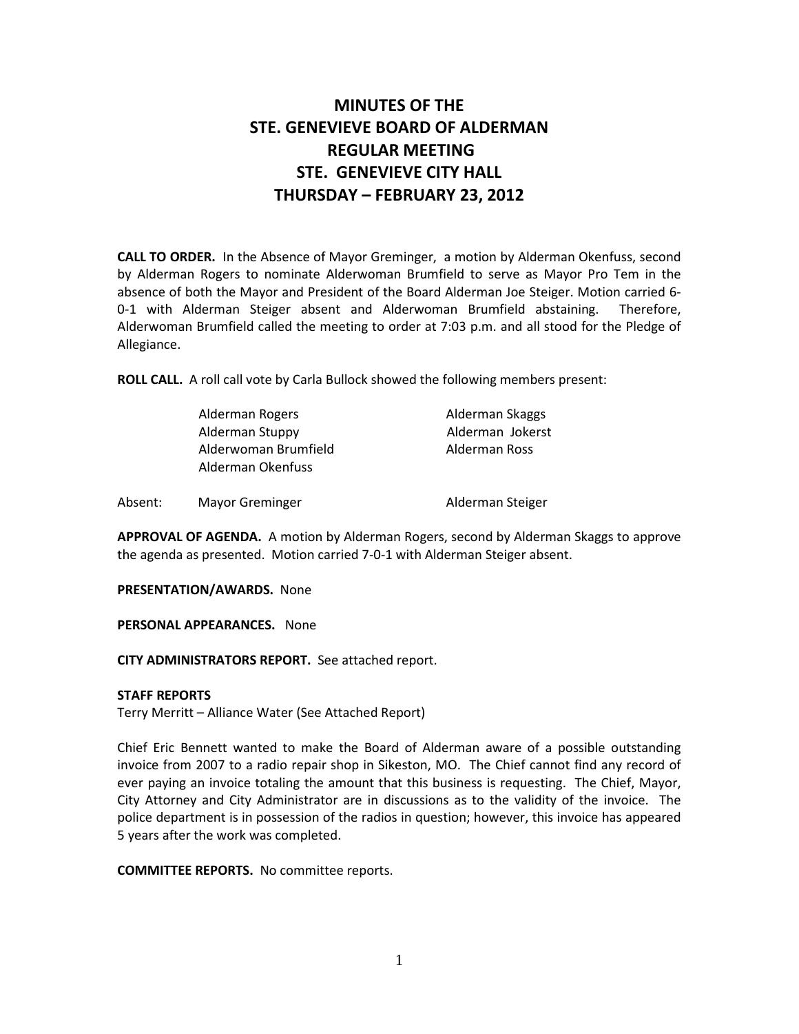# MINUTES OF THE
# STE. GENEVIEVE BOARD OF ALDERMAN
# REGULAR MEETING
# STE. GENEVIEVE CITY HALL
# THURSDAY – FEBRUARY 23, 2012

**CALL TO ORDER.** In the Absence of Mayor Greminger, a motion by Alderman Okenfuss, second by Alderman Rogers to nominate Alderwoman Brumfield to serve as Mayor Pro Tem in the absence of both the Mayor and President of the Board Alderman Joe Steiger. Motion carried 6-0-1 with Alderman Steiger absent and Alderwoman Brumfield abstaining. Therefore, Alderwoman Brumfield called the meeting to order at 7:03 p.m. and all stood for the Pledge of Allegiance.

**ROLL CALL.** A roll call vote by Carla Bullock showed the following members present:

| | |
|---|---|
| Alderman Rogers | Alderman Skaggs |
| Alderman Stuppy | Alderman Jokerst |
| Alderwoman Brumfield | Alderman Ross |
| Alderman Okenfuss | |

Absent: Mayor Greminger Alderman Steiger

**APPROVAL OF AGENDA.** A motion by Alderman Rogers, second by Alderman Skaggs to approve the agenda as presented. Motion carried 7-0-1 with Alderman Steiger absent.

**PRESENTATION/AWARDS.** None

**PERSONAL APPEARANCES.** None

**CITY ADMINISTRATORS REPORT.** See attached report.

**STAFF REPORTS**

Terry Merritt – Alliance Water (See Attached Report)

Chief Eric Bennett wanted to make the Board of Alderman aware of a possible outstanding invoice from 2007 to a radio repair shop in Sikeston, MO. The Chief cannot find any record of ever paying an invoice totaling the amount that this business is requesting. The Chief, Mayor, City Attorney and City Administrator are in discussions as to the validity of the invoice. The police department is in possession of the radios in question; however, this invoice has appeared 5 years after the work was completed.

**COMMITTEE REPORTS.** No committee reports.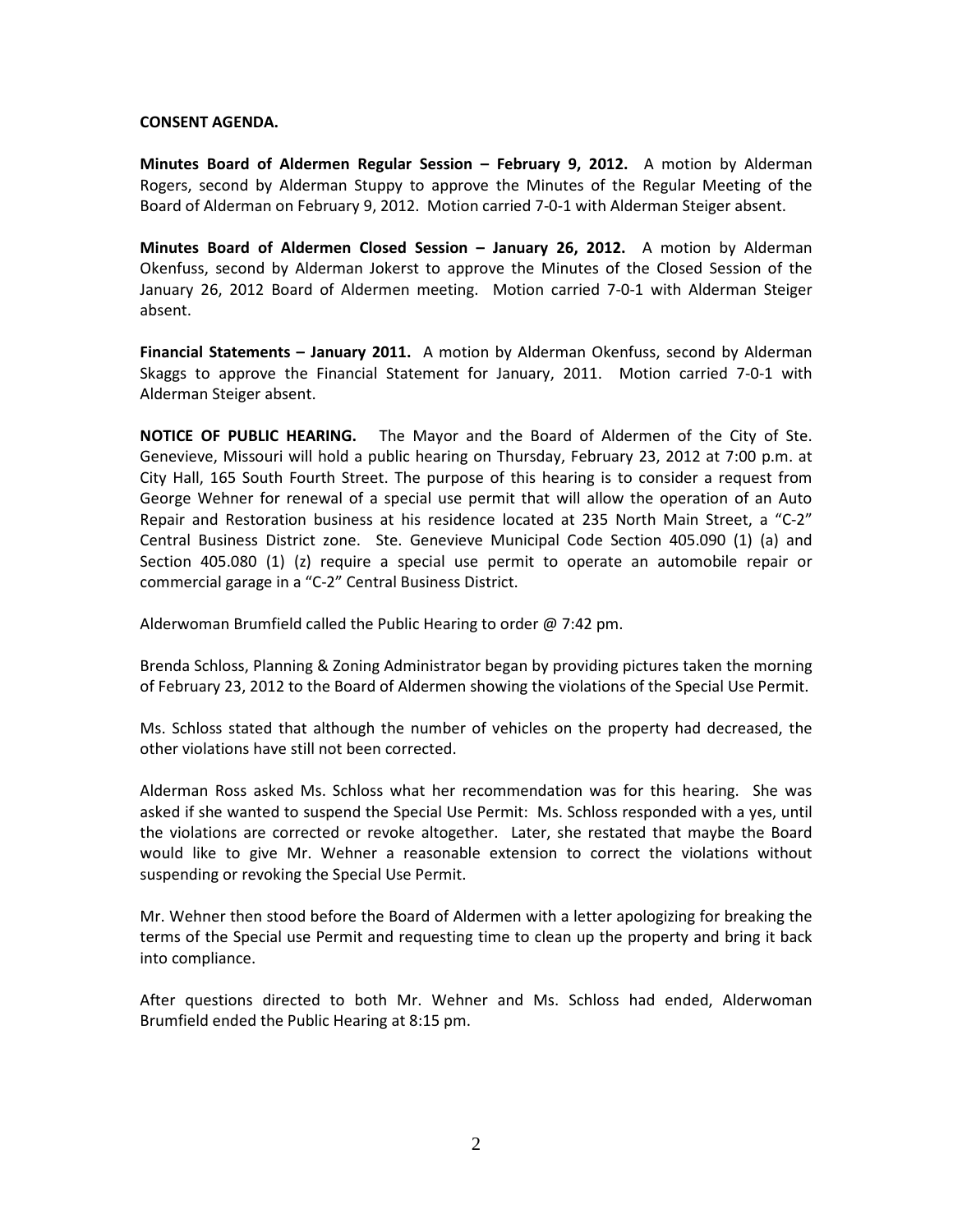**CONSENT AGENDA.**

**Minutes Board of Aldermen Regular Session – February 9, 2012.** A motion by Alderman Rogers, second by Alderman Stuppy to approve the Minutes of the Regular Meeting of the Board of Alderman on February 9, 2012. Motion carried 7-0-1 with Alderman Steiger absent.

**Minutes Board of Aldermen Closed Session – January 26, 2012.** A motion by Alderman Okenfuss, second by Alderman Jokerst to approve the Minutes of the Closed Session of the January 26, 2012 Board of Aldermen meeting. Motion carried 7-0-1 with Alderman Steiger absent.

**Financial Statements – January 2011.** A motion by Alderman Okenfuss, second by Alderman Skaggs to approve the Financial Statement for January, 2011. Motion carried 7-0-1 with Alderman Steiger absent.

**NOTICE OF PUBLIC HEARING.** The Mayor and the Board of Aldermen of the City of Ste. Genevieve, Missouri will hold a public hearing on Thursday, February 23, 2012 at 7:00 p.m. at City Hall, 165 South Fourth Street. The purpose of this hearing is to consider a request from George Wehner for renewal of a special use permit that will allow the operation of an Auto Repair and Restoration business at his residence located at 235 North Main Street, a "C-2" Central Business District zone. Ste. Genevieve Municipal Code Section 405.090 (1) (a) and Section 405.080 (1) (z) require a special use permit to operate an automobile repair or commercial garage in a "C-2" Central Business District.

Alderwoman Brumfield called the Public Hearing to order @ 7:42 pm.

Brenda Schloss, Planning & Zoning Administrator began by providing pictures taken the morning of February 23, 2012 to the Board of Aldermen showing the violations of the Special Use Permit.

Ms. Schloss stated that although the number of vehicles on the property had decreased, the other violations have still not been corrected.

Alderman Ross asked Ms. Schloss what her recommendation was for this hearing. She was asked if she wanted to suspend the Special Use Permit: Ms. Schloss responded with a yes, until the violations are corrected or revoke altogether. Later, she restated that maybe the Board would like to give Mr. Wehner a reasonable extension to correct the violations without suspending or revoking the Special Use Permit.

Mr. Wehner then stood before the Board of Aldermen with a letter apologizing for breaking the terms of the Special use Permit and requesting time to clean up the property and bring it back into compliance.

After questions directed to both Mr. Wehner and Ms. Schloss had ended, Alderwoman Brumfield ended the Public Hearing at 8:15 pm.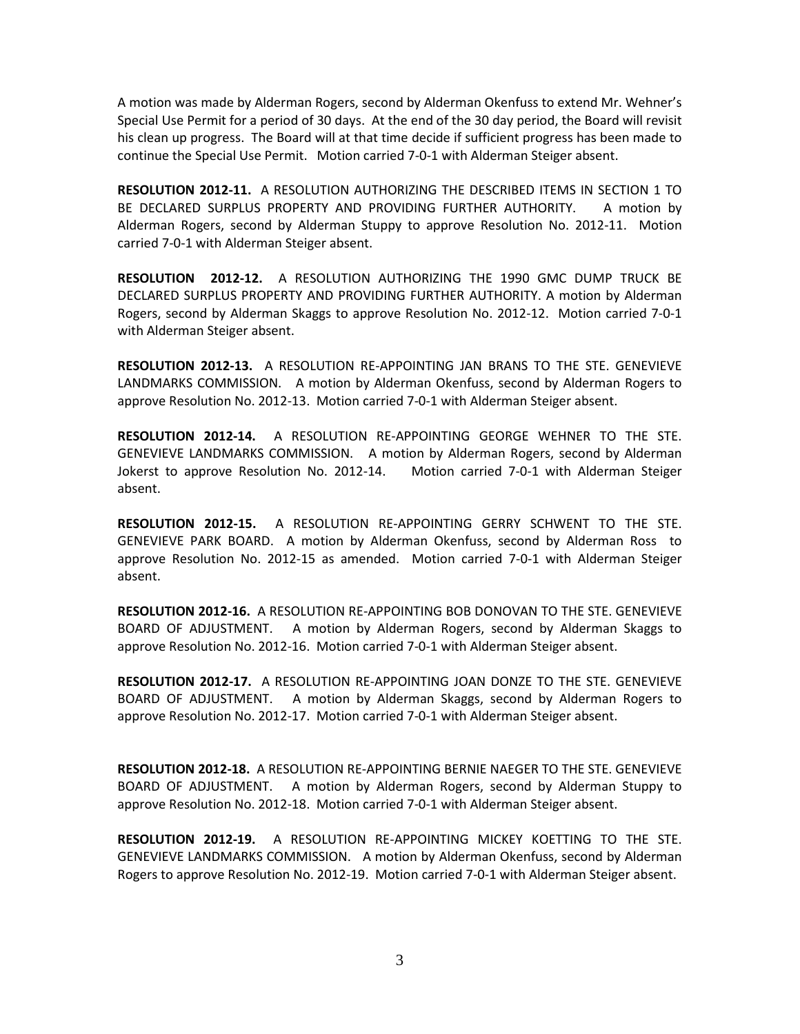A motion was made by Alderman Rogers, second by Alderman Okenfuss to extend Mr. Wehner's Special Use Permit for a period of 30 days. At the end of the 30 day period, the Board will revisit his clean up progress. The Board will at that time decide if sufficient progress has been made to continue the Special Use Permit. Motion carried 7-0-1 with Alderman Steiger absent.

**RESOLUTION 2012-11.** A RESOLUTION AUTHORIZING THE DESCRIBED ITEMS IN SECTION 1 TO BE DECLARED SURPLUS PROPERTY AND PROVIDING FURTHER AUTHORITY. A motion by Alderman Rogers, second by Alderman Stuppy to approve Resolution No. 2012-11. Motion carried 7-0-1 with Alderman Steiger absent.

**RESOLUTION 2012-12.** A RESOLUTION AUTHORIZING THE 1990 GMC DUMP TRUCK BE DECLARED SURPLUS PROPERTY AND PROVIDING FURTHER AUTHORITY. A motion by Alderman Rogers, second by Alderman Skaggs to approve Resolution No. 2012-12. Motion carried 7-0-1 with Alderman Steiger absent.

**RESOLUTION 2012-13.** A RESOLUTION RE-APPOINTING JAN BRANS TO THE STE. GENEVIEVE LANDMARKS COMMISSION. A motion by Alderman Okenfuss, second by Alderman Rogers to approve Resolution No. 2012-13. Motion carried 7-0-1 with Alderman Steiger absent.

**RESOLUTION 2012-14.** A RESOLUTION RE-APPOINTING GEORGE WEHNER TO THE STE. GENEVIEVE LANDMARKS COMMISSION. A motion by Alderman Rogers, second by Alderman Jokerst to approve Resolution No. 2012-14. Motion carried 7-0-1 with Alderman Steiger absent.

**RESOLUTION 2012-15.** A RESOLUTION RE-APPOINTING GERRY SCHWENT TO THE STE. GENEVIEVE PARK BOARD. A motion by Alderman Okenfuss, second by Alderman Ross to approve Resolution No. 2012-15 as amended. Motion carried 7-0-1 with Alderman Steiger absent.

**RESOLUTION 2012-16.** A RESOLUTION RE-APPOINTING BOB DONOVAN TO THE STE. GENEVIEVE BOARD OF ADJUSTMENT. A motion by Alderman Rogers, second by Alderman Skaggs to approve Resolution No. 2012-16. Motion carried 7-0-1 with Alderman Steiger absent.

**RESOLUTION 2012-17.** A RESOLUTION RE-APPOINTING JOAN DONZE TO THE STE. GENEVIEVE BOARD OF ADJUSTMENT. A motion by Alderman Skaggs, second by Alderman Rogers to approve Resolution No. 2012-17. Motion carried 7-0-1 with Alderman Steiger absent.

**RESOLUTION 2012-18.** A RESOLUTION RE-APPOINTING BERNIE NAEGER TO THE STE. GENEVIEVE BOARD OF ADJUSTMENT. A motion by Alderman Rogers, second by Alderman Stuppy to approve Resolution No. 2012-18. Motion carried 7-0-1 with Alderman Steiger absent.

**RESOLUTION 2012-19.** A RESOLUTION RE-APPOINTING MICKEY KOETTING TO THE STE. GENEVIEVE LANDMARKS COMMISSION. A motion by Alderman Okenfuss, second by Alderman Rogers to approve Resolution No. 2012-19. Motion carried 7-0-1 with Alderman Steiger absent.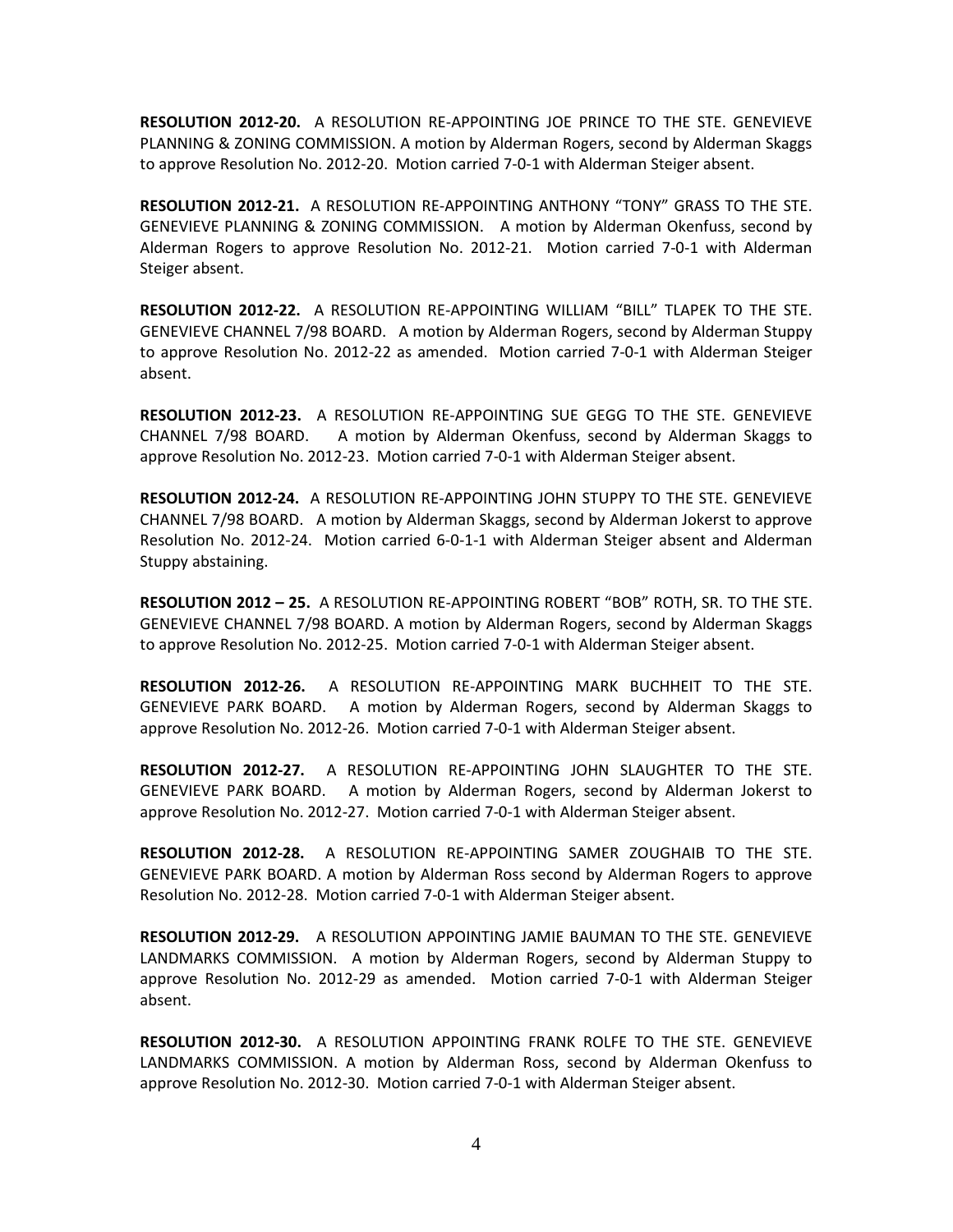**RESOLUTION 2012-20.** A RESOLUTION RE-APPOINTING JOE PRINCE TO THE STE. GENEVIEVE PLANNING & ZONING COMMISSION. A motion by Alderman Rogers, second by Alderman Skaggs to approve Resolution No. 2012-20. Motion carried 7-0-1 with Alderman Steiger absent.

**RESOLUTION 2012-21.** A RESOLUTION RE-APPOINTING ANTHONY "TONY" GRASS TO THE STE. GENEVIEVE PLANNING & ZONING COMMISSION. A motion by Alderman Okenfuss, second by Alderman Rogers to approve Resolution No. 2012-21. Motion carried 7-0-1 with Alderman Steiger absent.

**RESOLUTION 2012-22.** A RESOLUTION RE-APPOINTING WILLIAM "BILL" TLAPEK TO THE STE. GENEVIEVE CHANNEL 7/98 BOARD. A motion by Alderman Rogers, second by Alderman Stuppy to approve Resolution No. 2012-22 as amended. Motion carried 7-0-1 with Alderman Steiger absent.

**RESOLUTION 2012-23.** A RESOLUTION RE-APPOINTING SUE GEGG TO THE STE. GENEVIEVE CHANNEL 7/98 BOARD. A motion by Alderman Okenfuss, second by Alderman Skaggs to approve Resolution No. 2012-23. Motion carried 7-0-1 with Alderman Steiger absent.

**RESOLUTION 2012-24.** A RESOLUTION RE-APPOINTING JOHN STUPPY TO THE STE. GENEVIEVE CHANNEL 7/98 BOARD. A motion by Alderman Skaggs, second by Alderman Jokerst to approve Resolution No. 2012-24. Motion carried 6-0-1-1 with Alderman Steiger absent and Alderman Stuppy abstaining.

**RESOLUTION 2012 – 25.** A RESOLUTION RE-APPOINTING ROBERT "BOB" ROTH, SR. TO THE STE. GENEVIEVE CHANNEL 7/98 BOARD. A motion by Alderman Rogers, second by Alderman Skaggs to approve Resolution No. 2012-25. Motion carried 7-0-1 with Alderman Steiger absent.

**RESOLUTION 2012-26.** A RESOLUTION RE-APPOINTING MARK BUCHHEIT TO THE STE. GENEVIEVE PARK BOARD. A motion by Alderman Rogers, second by Alderman Skaggs to approve Resolution No. 2012-26. Motion carried 7-0-1 with Alderman Steiger absent.

**RESOLUTION 2012-27.** A RESOLUTION RE-APPOINTING JOHN SLAUGHTER TO THE STE. GENEVIEVE PARK BOARD. A motion by Alderman Rogers, second by Alderman Jokerst to approve Resolution No. 2012-27. Motion carried 7-0-1 with Alderman Steiger absent.

**RESOLUTION 2012-28.** A RESOLUTION RE-APPOINTING SAMER ZOUGHAIB TO THE STE. GENEVIEVE PARK BOARD. A motion by Alderman Ross second by Alderman Rogers to approve Resolution No. 2012-28. Motion carried 7-0-1 with Alderman Steiger absent.

**RESOLUTION 2012-29.** A RESOLUTION APPOINTING JAMIE BAUMAN TO THE STE. GENEVIEVE LANDMARKS COMMISSION. A motion by Alderman Rogers, second by Alderman Stuppy to approve Resolution No. 2012-29 as amended. Motion carried 7-0-1 with Alderman Steiger absent.

**RESOLUTION 2012-30.** A RESOLUTION APPOINTING FRANK ROLFE TO THE STE. GENEVIEVE LANDMARKS COMMISSION. A motion by Alderman Ross, second by Alderman Okenfuss to approve Resolution No. 2012-30. Motion carried 7-0-1 with Alderman Steiger absent.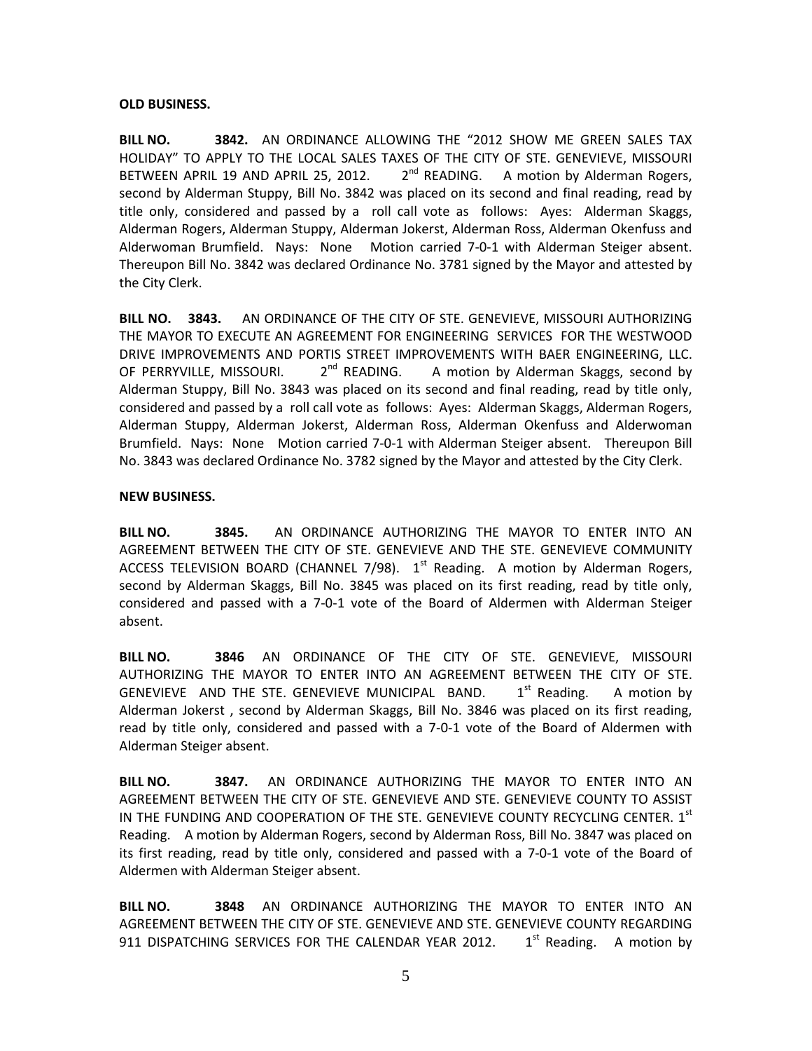**OLD BUSINESS.**

**BILL NO. 3842.** AN ORDINANCE ALLOWING THE "2012 SHOW ME GREEN SALES TAX HOLIDAY" TO APPLY TO THE LOCAL SALES TAXES OF THE CITY OF STE. GENEVIEVE, MISSOURI BETWEEN APRIL 19 AND APRIL 25, 2012. 2nd READING. A motion by Alderman Rogers, second by Alderman Stuppy, Bill No. 3842 was placed on its second and final reading, read by title only, considered and passed by a roll call vote as follows: Ayes: Alderman Skaggs, Alderman Rogers, Alderman Stuppy, Alderman Jokerst, Alderman Ross, Alderman Okenfuss and Alderwoman Brumfield. Nays: None Motion carried 7-0-1 with Alderman Steiger absent. Thereupon Bill No. 3842 was declared Ordinance No. 3781 signed by the Mayor and attested by the City Clerk.

**BILL NO. 3843.** AN ORDINANCE OF THE CITY OF STE. GENEVIEVE, MISSOURI AUTHORIZING THE MAYOR TO EXECUTE AN AGREEMENT FOR ENGINEERING SERVICES FOR THE WESTWOOD DRIVE IMPROVEMENTS AND PORTIS STREET IMPROVEMENTS WITH BAER ENGINEERING, LLC. OF PERRYVILLE, MISSOURI. 2nd READING. A motion by Alderman Skaggs, second by Alderman Stuppy, Bill No. 3843 was placed on its second and final reading, read by title only, considered and passed by a roll call vote as follows: Ayes: Alderman Skaggs, Alderman Rogers, Alderman Stuppy, Alderman Jokerst, Alderman Ross, Alderman Okenfuss and Alderwoman Brumfield. Nays: None Motion carried 7-0-1 with Alderman Steiger absent. Thereupon Bill No. 3843 was declared Ordinance No. 3782 signed by the Mayor and attested by the City Clerk.

**NEW BUSINESS.**

**BILL NO. 3845.** AN ORDINANCE AUTHORIZING THE MAYOR TO ENTER INTO AN AGREEMENT BETWEEN THE CITY OF STE. GENEVIEVE AND THE STE. GENEVIEVE COMMUNITY ACCESS TELEVISION BOARD (CHANNEL 7/98). 1st Reading. A motion by Alderman Rogers, second by Alderman Skaggs, Bill No. 3845 was placed on its first reading, read by title only, considered and passed with a 7-0-1 vote of the Board of Aldermen with Alderman Steiger absent.

**BILL NO. 3846** AN ORDINANCE OF THE CITY OF STE. GENEVIEVE, MISSOURI AUTHORIZING THE MAYOR TO ENTER INTO AN AGREEMENT BETWEEN THE CITY OF STE. GENEVIEVE AND THE STE. GENEVIEVE MUNICIPAL BAND. 1st Reading. A motion by Alderman Jokerst , second by Alderman Skaggs, Bill No. 3846 was placed on its first reading, read by title only, considered and passed with a 7-0-1 vote of the Board of Aldermen with Alderman Steiger absent.

**BILL NO. 3847.** AN ORDINANCE AUTHORIZING THE MAYOR TO ENTER INTO AN AGREEMENT BETWEEN THE CITY OF STE. GENEVIEVE AND STE. GENEVIEVE COUNTY TO ASSIST IN THE FUNDING AND COOPERATION OF THE STE. GENEVIEVE COUNTY RECYCLING CENTER. 1st Reading. A motion by Alderman Rogers, second by Alderman Ross, Bill No. 3847 was placed on its first reading, read by title only, considered and passed with a 7-0-1 vote of the Board of Aldermen with Alderman Steiger absent.

**BILL NO. 3848** AN ORDINANCE AUTHORIZING THE MAYOR TO ENTER INTO AN AGREEMENT BETWEEN THE CITY OF STE. GENEVIEVE AND STE. GENEVIEVE COUNTY REGARDING 911 DISPATCHING SERVICES FOR THE CALENDAR YEAR 2012. 1st Reading. A motion by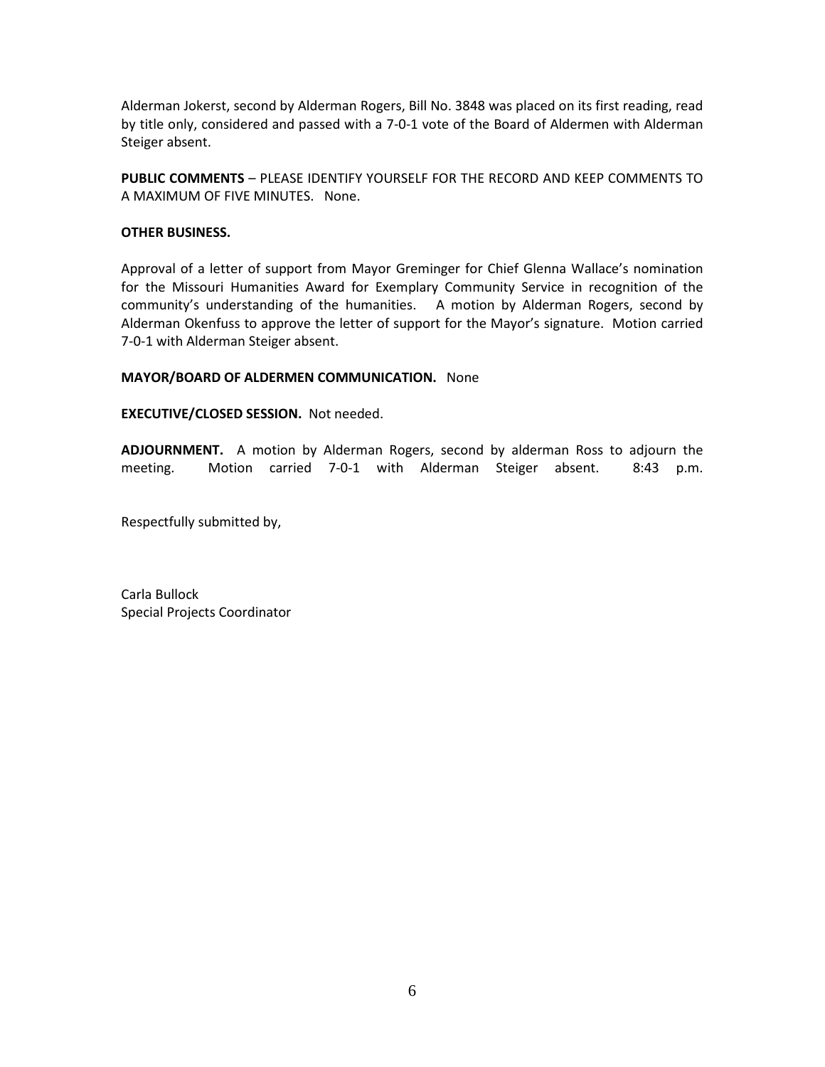Alderman Jokerst, second by Alderman Rogers, Bill No. 3848 was placed on its first reading, read by title only, considered and passed with a 7-0-1 vote of the Board of Aldermen with Alderman Steiger absent.

**PUBLIC COMMENTS** – PLEASE IDENTIFY YOURSELF FOR THE RECORD AND KEEP COMMENTS TO A MAXIMUM OF FIVE MINUTES. None.

**OTHER BUSINESS.**

Approval of a letter of support from Mayor Greminger for Chief Glenna Wallace's nomination for the Missouri Humanities Award for Exemplary Community Service in recognition of the community's understanding of the humanities. A motion by Alderman Rogers, second by Alderman Okenfuss to approve the letter of support for the Mayor's signature. Motion carried 7-0-1 with Alderman Steiger absent.

**MAYOR/BOARD OF ALDERMEN COMMUNICATION.** None

**EXECUTIVE/CLOSED SESSION.** Not needed.

**ADJOURNMENT.** A motion by Alderman Rogers, second by alderman Ross to adjourn the meeting. Motion carried 7-0-1 with Alderman Steiger absent. 8:43 p.m.

Respectfully submitted by,

Carla Bullock
Special Projects Coordinator